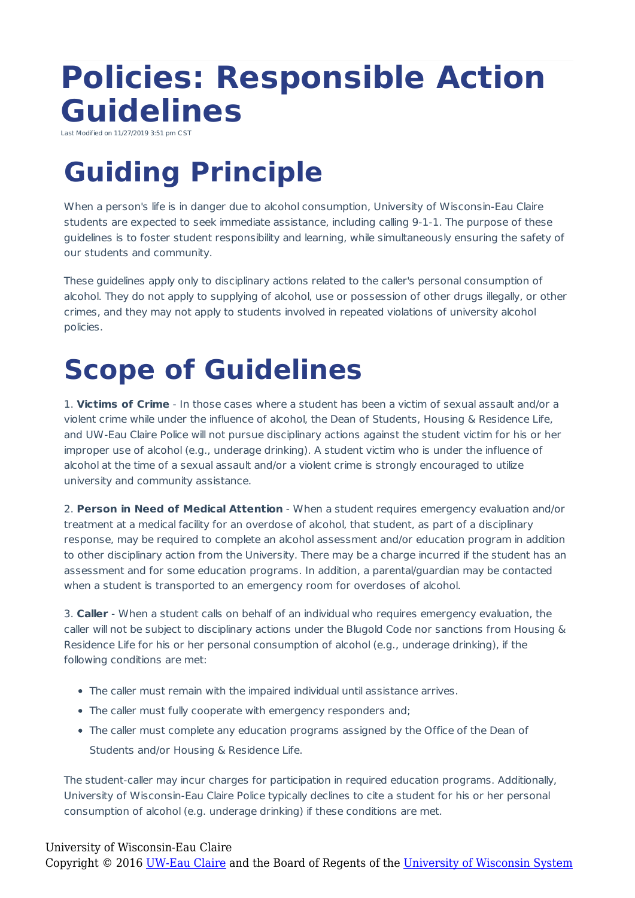# Policies: Responsible Action Guidelines

Last Modified on 11/27/2019 3:51 pm CST

## Guiding Principle

When a person's life is in danger due to alcohol consumption, University of Wisconsin-Eau Claire students are expected to seek immediate assistance, including calling 9-1-1. The purpose of these guidelines is to foster student responsibility and learning, while simultaneously ensuring the safety of our students and community.

These guidelines apply only to disciplinary actions related to the caller's personal consumption of alcohol. They do not apply to supplying of alcohol, use or possession of other drugs illegally, or other crimes, and they may not apply to students involved in repeated violations of university alcohol policies.

## Scope of Guidelines

1. **Victims of Crime** - In those cases where a student has been a victim of sexual assault and/or a violent crime while under the influence of alcohol, the Dean of Students, Housing & Residence Life, and UW-Eau Claire Police will not pursue disciplinary actions against the student victim for his or her improper use of alcohol (e.g., underage drinking). A student victim who is under the influence of alcohol at the time of a sexual assault and/or a violent crime is strongly encouraged to utilize university and community assistance.

2. **Person in Need of Medical Attention** - When a student requires emergency evaluation and/or treatment at a medical facility for an overdose of alcohol, that student, as part of a disciplinary response, may be required to complete an alcohol assessment and/or education program in addition to other disciplinary action from the University. There may be a charge incurred if the student has an assessment and for some education programs. In addition, a parental/guardian may be contacted when a student is transported to an emergency room for overdoses of alcohol.

3. **Caller** - When a student calls on behalf of an individual who requires emergency evaluation, the caller will not be subject to disciplinary actions under the Blugold Code nor sanctions from Housing & Residence Life for his or her personal consumption of alcohol (e.g., underage drinking), if the following conditions are met:

- The caller must remain with the impaired individual until assistance arrives.
- The caller must fully cooperate with emergency responders and;
- The caller must complete any education programs assigned by the Office of the Dean of Students and/or Housing & Residence Life.

The student-caller may incur charges for participation in required education programs. Additionally, University of Wisconsin-Eau Claire Police typically declines to cite a student for his or her personal consumption of alcohol (e.g. underage drinking) if these conditions are met.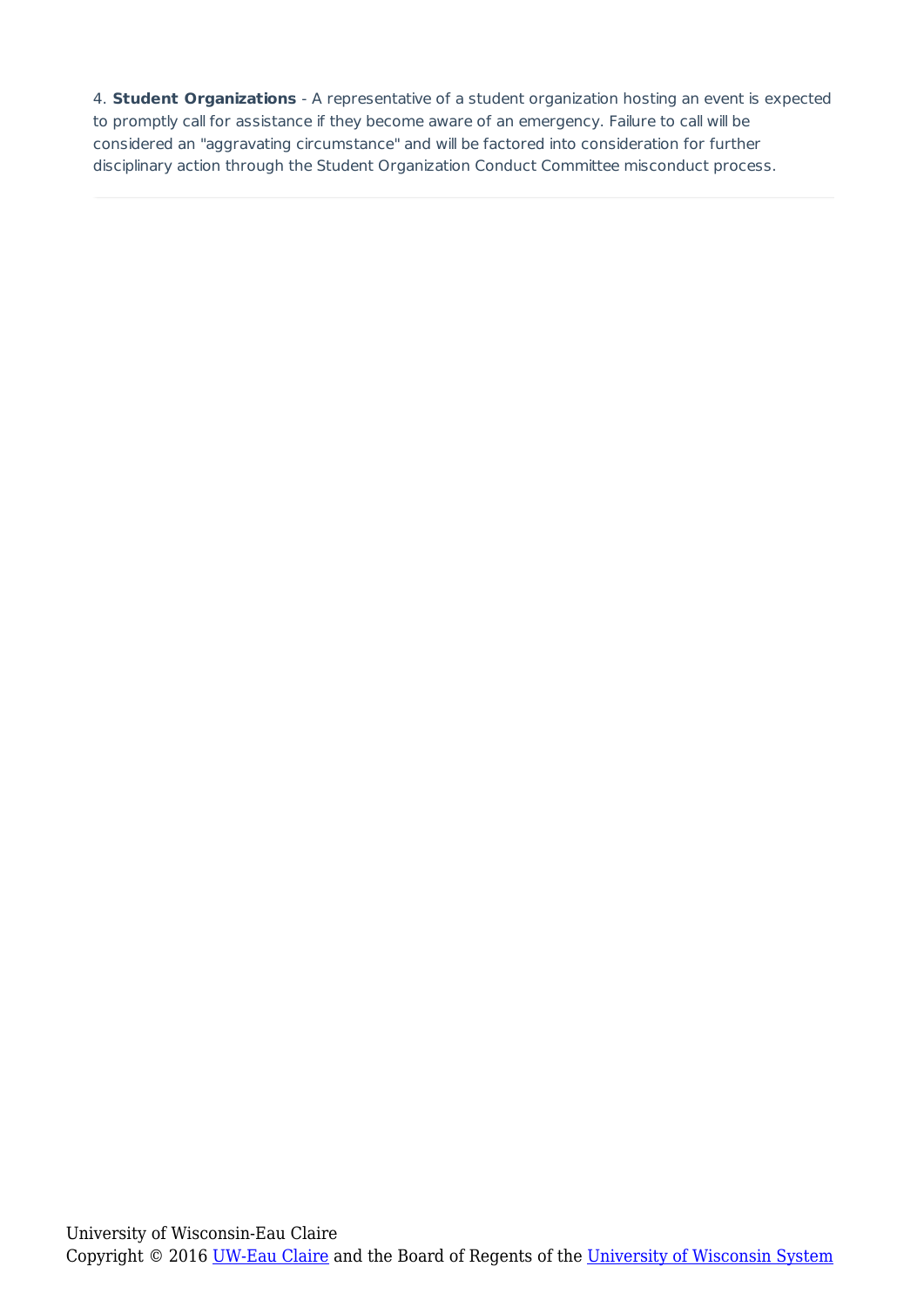4. **Student Organizations** - A representative of a student organization hosting an event is expected to promptly call for assistance if they become aware of an emergency. Failure to call will be considered an "aggravating circumstance" and will be factored into consideration for further disciplinary action through the Student Organization Conduct Committee misconduct process.

---

University of Wisconsin-Eau Claire
Copyright © 2016 UW-Eau Claire and the Board of Regents of the University of Wisconsin System